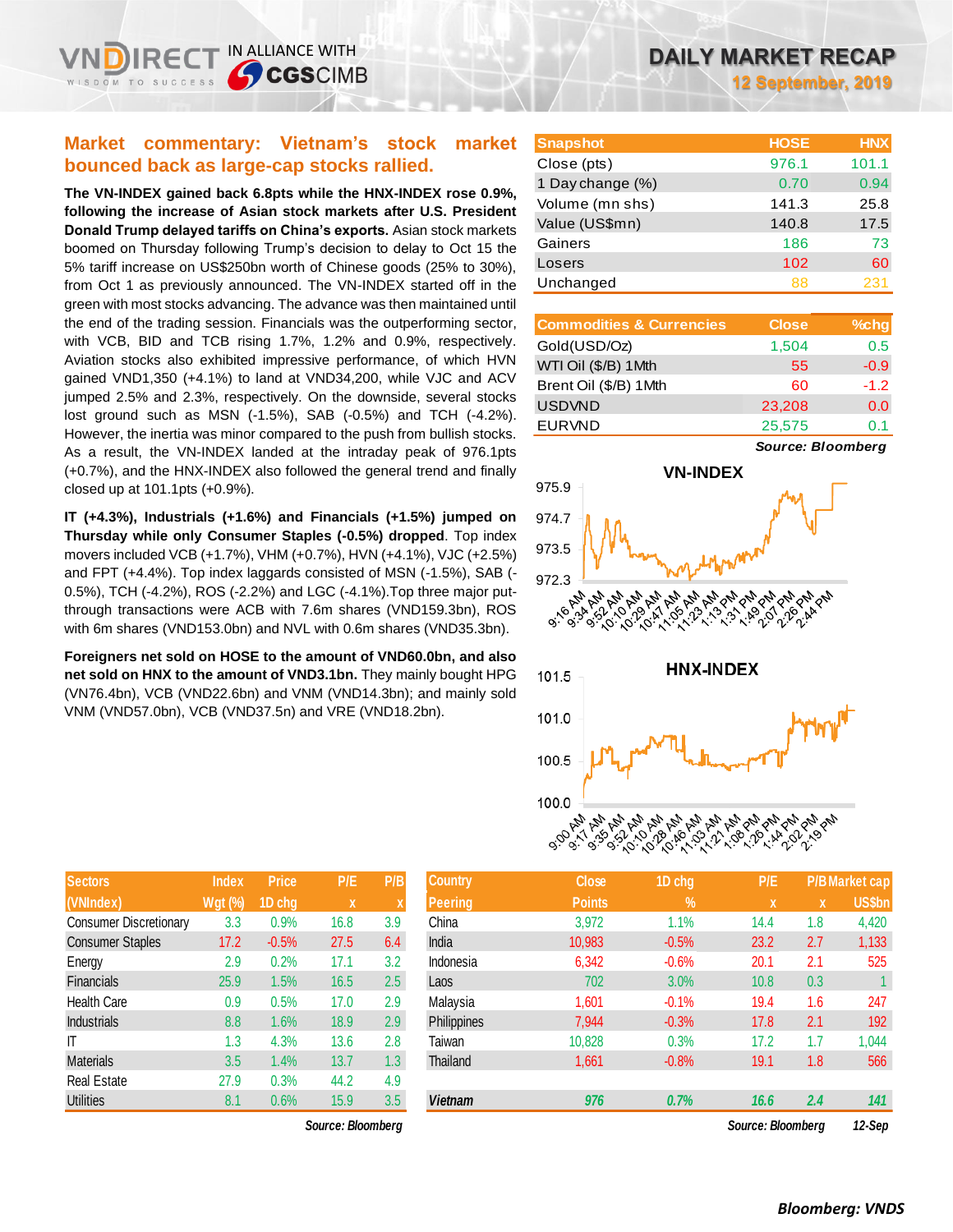# DAILY MARKET RECAP

**12 September, 2019**

## Market commentary: Vietnam's stock market bounced back as large-cap stocks rallied.

**The VN-INDEX gained back 6.8pts while the HNX-INDEX rose 0.9%, following the increase of Asian stock markets after U.S. President Donald Trump delayed tariffs on China's exports.** Asian stock markets boomed on Thursday following Trump's decision to delay to Oct 15 the 5% tariff increase on US$250bn worth of Chinese goods (25% to 30%), from Oct 1 as previously announced. The VN-INDEX started off in the green with most stocks advancing. The advance was then maintained until the end of the trading session. Financials was the outperforming sector, with VCB, BID and TCB rising 1.7%, 1.2% and 0.9%, respectively. Aviation stocks also exhibited impressive performance, of which HVN gained VND1,350 (+4.1%) to land at VND34,200, while VJC and ACV jumped 2.5% and 2.3%, respectively. On the downside, several stocks lost ground such as MSN (-1.5%), SAB (-0.5%) and TCH (-4.2%). However, the inertia was minor compared to the push from bullish stocks. As a result, the VN-INDEX landed at the intraday peak of 976.1pts (+0.7%), and the HNX-INDEX also followed the general trend and finally closed up at 101.1pts (+0.9%).

**IT (+4.3%), Industrials (+1.6%) and Financials (+1.5%) jumped on Thursday while only Consumer Staples (-0.5%) dropped.** Top index movers included VCB (+1.7%), VHM (+0.7%), HVN (+4.1%), VJC (+2.5%) and FPT (+4.4%). Top index laggards consisted of MSN (-1.5%), SAB (-0.5%), TCH (-4.2%), ROS (-2.2%) and LGC (-4.1%).Top three major put-through transactions were ACB with 7.6m shares (VND159.3bn), ROS with 6m shares (VND153.0bn) and NVL with 0.6m shares (VND35.3bn).

**Foreigners net sold on HOSE to the amount of VND60.0bn, and also net sold on HNX to the amount of VND3.1bn.** They mainly bought HPG (VN76.4bn), VCB (VND22.6bn) and VNM (VND14.3bn); and mainly sold VNM (VND57.0bn), VCB (VND37.5n) and VRE (VND18.2bn).

| Snapshot | HOSE | HNX |
|---|---|---|
| Close (pts) | 976.1 | 101.1 |
| 1 Day change (%) | 0.70 | 0.94 |
| Volume (mn shs) | 141.3 | 25.8 |
| Value (US$mn) | 140.8 | 17.5 |
| Gainers | 186 | 73 |
| Losers | 102 | 60 |
| Unchanged | 88 | 231 |

| Commodities & Currencies | Close | %chg |
|---|---|---|
| Gold(USD/Oz) | 1,504 | 0.5 |
| WTI Oil ($/B) 1Mth | 55 | -0.9 |
| Brent Oil ($/B) 1Mth | 60 | -1.2 |
| USDVND | 23,208 | 0.0 |
| EURVND | 25,575 | 0.1 |

*Source: Bloomberg*

VN-INDEX

HNX-INDEX

| Sectors (VNIndex) | Index Wgt (%) | Price 1D chg | P/E x | P/B x |
|---|---|---|---|---|
| Consumer Discretionary | 3.3 | 0.9% | 16.8 | 3.9 |
| Consumer Staples | 17.2 | -0.5% | 27.5 | 6.4 |
| Energy | 2.9 | 0.2% | 17.1 | 3.2 |
| Financials | 25.9 | 1.5% | 16.5 | 2.5 |
| Health Care | 0.9 | 0.5% | 17.0 | 2.9 |
| Industrials | 8.8 | 1.6% | 18.9 | 2.9 |
| IT | 1.3 | 4.3% | 13.6 | 2.8 |
| Materials | 3.5 | 1.4% | 13.7 | 1.3 |
| Real Estate | 27.9 | 0.3% | 44.2 | 4.9 |
| Utilities | 8.1 | 0.6% | 15.9 | 3.5 |

*Source: Bloomberg*

| Country Peering | Close Points | 1D chg % | P/E x | P/B x | Market cap US$bn |
|---|---|---|---|---|---|
| China | 3,972 | 1.1% | 14.4 | 1.8 | 4,420 |
| India | 10,983 | -0.5% | 23.2 | 2.7 | 1,133 |
| Indonesia | 6,342 | -0.6% | 20.1 | 2.1 | 525 |
| Laos | 702 | 3.0% | 10.8 | 0.3 | 1 |
| Malaysia | 1,601 | -0.1% | 19.4 | 1.6 | 247 |
| Philippines | 7,944 | -0.3% | 17.8 | 2.1 | 192 |
| Taiwan | 10,828 | 0.3% | 17.2 | 1.7 | 1,044 |
| Thailand | 1,661 | -0.8% | 19.1 | 1.8 | 566 |
| *Vietnam* | *976* | *0.7%* | *16.6* | *2.4* | *141* |

*Source: Bloomberg* *12-Sep*

*Bloomberg: VNDS*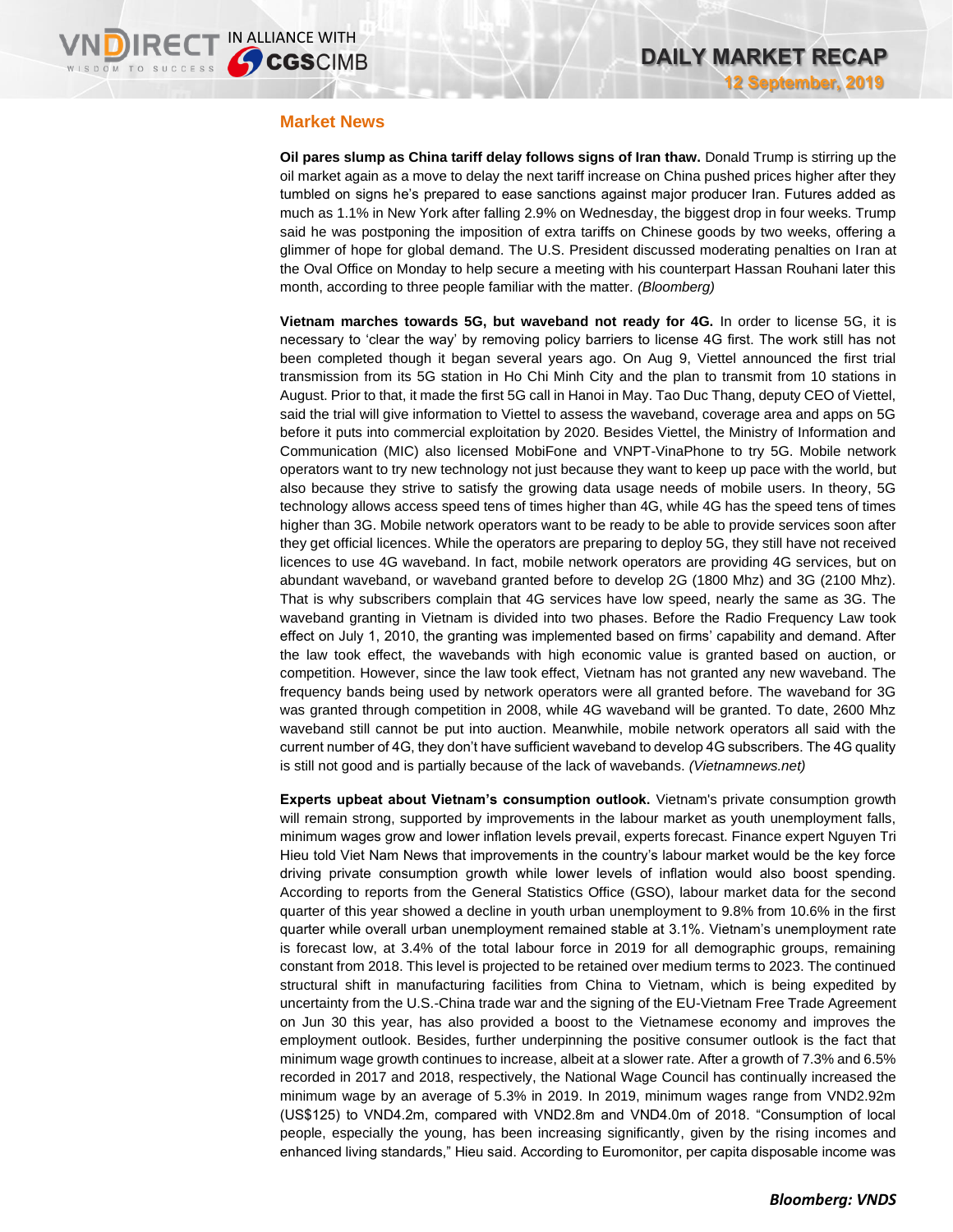## Market News

**Oil pares slump as China tariff delay follows signs of Iran thaw.** Donald Trump is stirring up the oil market again as a move to delay the next tariff increase on China pushed prices higher after they tumbled on signs he's prepared to ease sanctions against major producer Iran. Futures added as much as 1.1% in New York after falling 2.9% on Wednesday, the biggest drop in four weeks. Trump said he was postponing the imposition of extra tariffs on Chinese goods by two weeks, offering a glimmer of hope for global demand. The U.S. President discussed moderating penalties on Iran at the Oval Office on Monday to help secure a meeting with his counterpart Hassan Rouhani later this month, according to three people familiar with the matter. *(Bloomberg)*

**Vietnam marches towards 5G, but waveband not ready for 4G.** In order to license 5G, it is necessary to 'clear the way' by removing policy barriers to license 4G first. The work still has not been completed though it began several years ago. On Aug 9, Viettel announced the first trial transmission from its 5G station in Ho Chi Minh City and the plan to transmit from 10 stations in August. Prior to that, it made the first 5G call in Hanoi in May. Tao Duc Thang, deputy CEO of Viettel, said the trial will give information to Viettel to assess the waveband, coverage area and apps on 5G before it puts into commercial exploitation by 2020. Besides Viettel, the Ministry of Information and Communication (MIC) also licensed MobiFone and VNPT-VinaPhone to try 5G. Mobile network operators want to try new technology not just because they want to keep up pace with the world, but also because they strive to satisfy the growing data usage needs of mobile users. In theory, 5G technology allows access speed tens of times higher than 4G, while 4G has the speed tens of times higher than 3G. Mobile network operators want to be ready to be able to provide services soon after they get official licences. While the operators are preparing to deploy 5G, they still have not received licences to use 4G waveband. In fact, mobile network operators are providing 4G services, but on abundant waveband, or waveband granted before to develop 2G (1800 Mhz) and 3G (2100 Mhz). That is why subscribers complain that 4G services have low speed, nearly the same as 3G. The waveband granting in Vietnam is divided into two phases. Before the Radio Frequency Law took effect on July 1, 2010, the granting was implemented based on firms' capability and demand. After the law took effect, the wavebands with high economic value is granted based on auction, or competition. However, since the law took effect, Vietnam has not granted any new waveband. The frequency bands being used by network operators were all granted before. The waveband for 3G was granted through competition in 2008, while 4G waveband will be granted. To date, 2600 Mhz waveband still cannot be put into auction. Meanwhile, mobile network operators all said with the current number of 4G, they don't have sufficient waveband to develop 4G subscribers. The 4G quality is still not good and is partially because of the lack of wavebands. *(Vietnamnews.net)*

**Experts upbeat about Vietnam's consumption outlook.** Vietnam's private consumption growth will remain strong, supported by improvements in the labour market as youth unemployment falls, minimum wages grow and lower inflation levels prevail, experts forecast. Finance expert Nguyen Tri Hieu told Viet Nam News that improvements in the country's labour market would be the key force driving private consumption growth while lower levels of inflation would also boost spending. According to reports from the General Statistics Office (GSO), labour market data for the second quarter of this year showed a decline in youth urban unemployment to 9.8% from 10.6% in the first quarter while overall urban unemployment remained stable at 3.1%. Vietnam's unemployment rate is forecast low, at 3.4% of the total labour force in 2019 for all demographic groups, remaining constant from 2018. This level is projected to be retained over medium terms to 2023. The continued structural shift in manufacturing facilities from China to Vietnam, which is being expedited by uncertainty from the U.S.-China trade war and the signing of the EU-Vietnam Free Trade Agreement on Jun 30 this year, has also provided a boost to the Vietnamese economy and improves the employment outlook. Besides, further underpinning the positive consumer outlook is the fact that minimum wage growth continues to increase, albeit at a slower rate. After a growth of 7.3% and 6.5% recorded in 2017 and 2018, respectively, the National Wage Council has continually increased the minimum wage by an average of 5.3% in 2019. In 2019, minimum wages range from VND2.92m (US$125) to VND4.2m, compared with VND2.8m and VND4.0m of 2018. "Consumption of local people, especially the young, has been increasing significantly, given by the rising incomes and enhanced living standards," Hieu said. According to Euromonitor, per capita disposable income was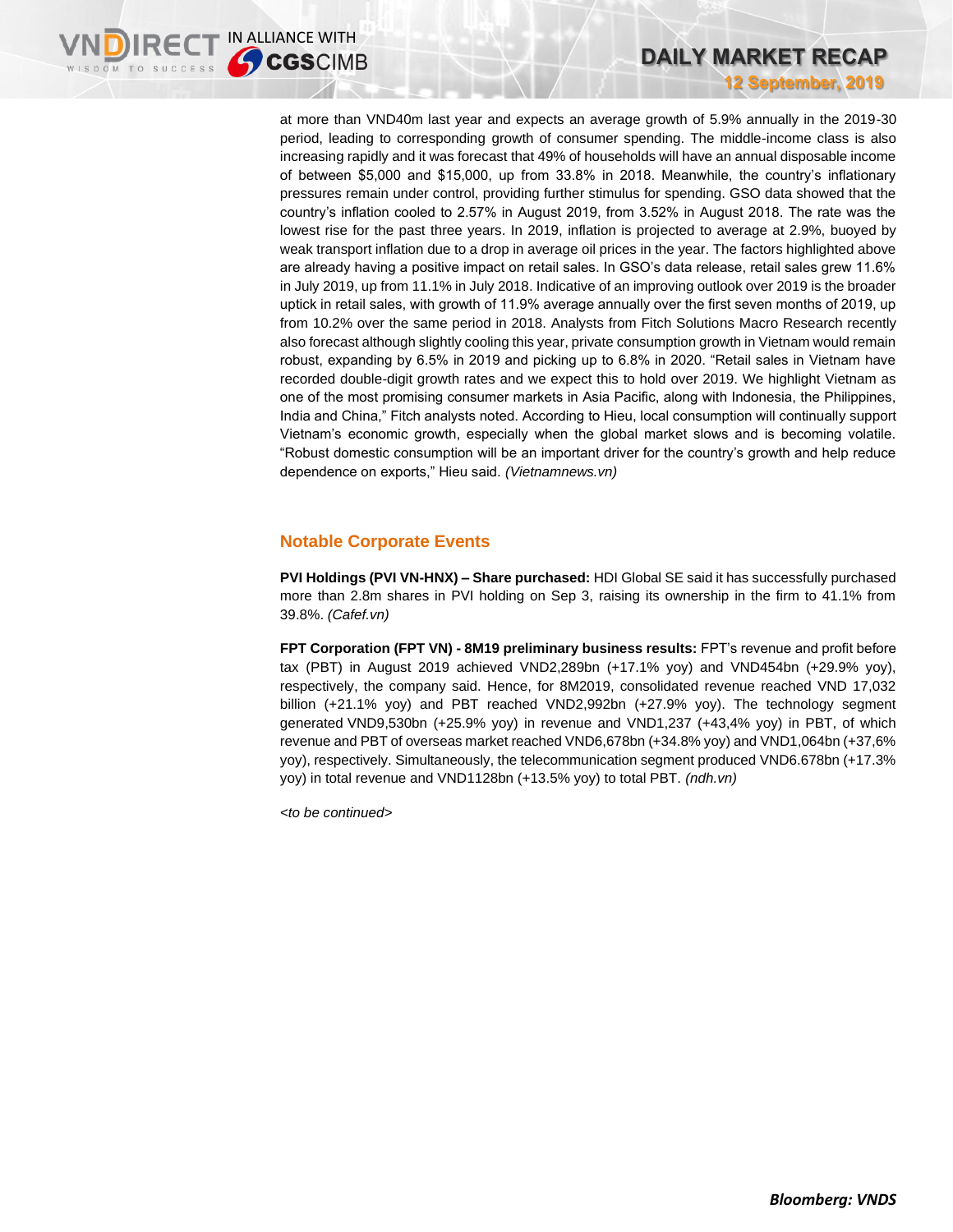at more than VND40m last year and expects an average growth of 5.9% annually in the 2019-30 period, leading to corresponding growth of consumer spending. The middle-income class is also increasing rapidly and it was forecast that 49% of households will have an annual disposable income of between $5,000 and $15,000, up from 33.8% in 2018. Meanwhile, the country's inflationary pressures remain under control, providing further stimulus for spending. GSO data showed that the country's inflation cooled to 2.57% in August 2019, from 3.52% in August 2018. The rate was the lowest rise for the past three years. In 2019, inflation is projected to average at 2.9%, buoyed by weak transport inflation due to a drop in average oil prices in the year. The factors highlighted above are already having a positive impact on retail sales. In GSO's data release, retail sales grew 11.6% in July 2019, up from 11.1% in July 2018. Indicative of an improving outlook over 2019 is the broader uptick in retail sales, with growth of 11.9% average annually over the first seven months of 2019, up from 10.2% over the same period in 2018. Analysts from Fitch Solutions Macro Research recently also forecast although slightly cooling this year, private consumption growth in Vietnam would remain robust, expanding by 6.5% in 2019 and picking up to 6.8% in 2020. "Retail sales in Vietnam have recorded double-digit growth rates and we expect this to hold over 2019. We highlight Vietnam as one of the most promising consumer markets in Asia Pacific, along with Indonesia, the Philippines, India and China," Fitch analysts noted. According to Hieu, local consumption will continually support Vietnam's economic growth, especially when the global market slows and is becoming volatile. "Robust domestic consumption will be an important driver for the country's growth and help reduce dependence on exports," Hieu said. *(Vietnamnews.vn)*

## Notable Corporate Events

**PVI Holdings (PVI VN-HNX) – Share purchased:** HDI Global SE said it has successfully purchased more than 2.8m shares in PVI holding on Sep 3, raising its ownership in the firm to 41.1% from 39.8%. *(Cafef.vn)*

**FPT Corporation (FPT VN) - 8M19 preliminary business results:** FPT's revenue and profit before tax (PBT) in August 2019 achieved VND2,289bn (+17.1% yoy) and VND454bn (+29.9% yoy), respectively, the company said. Hence, for 8M2019, consolidated revenue reached VND 17,032 billion (+21.1% yoy) and PBT reached VND2,992bn (+27.9% yoy). The technology segment generated VND9,530bn (+25.9% yoy) in revenue and VND1,237 (+43,4% yoy) in PBT, of which revenue and PBT of overseas market reached VND6,678bn (+34.8% yoy) and VND1,064bn (+37,6% yoy), respectively. Simultaneously, the telecommunication segment produced VND6.678bn (+17.3% yoy) in total revenue and VND1128bn (+13.5% yoy) to total PBT. *(ndh.vn)*

*<to be continued>*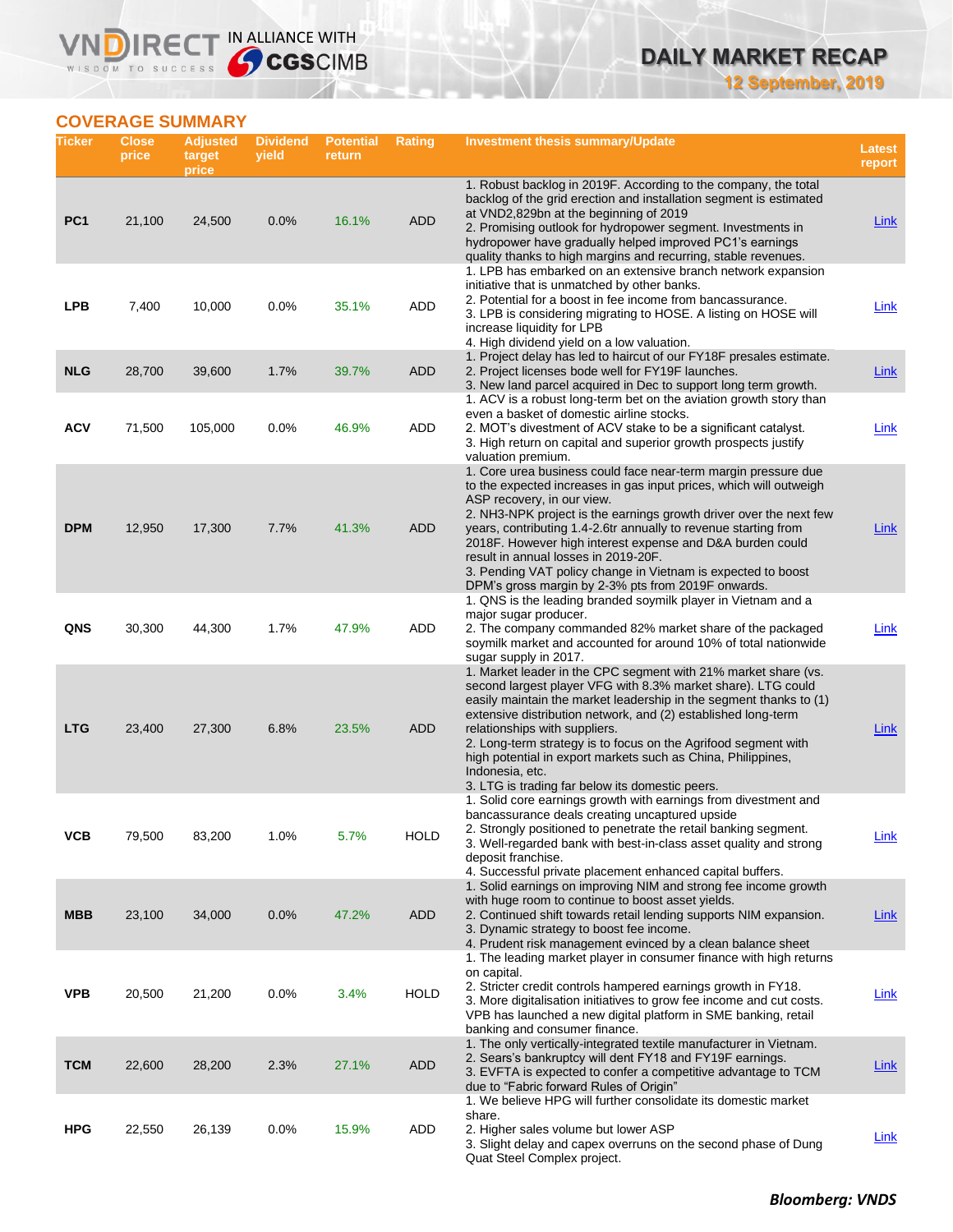## COVERAGE SUMMARY

| Ticker | Close price | Adjusted target price | Dividend yield | Potential return | Rating | Investment thesis summary/Update | Latest report |
|---|---|---|---|---|---|---|---|
| PC1 | 21,100 | 24,500 | 0.0% | 16.1% | ADD | 1. Robust backlog in 2019F. According to the company, the total backlog of the grid erection and installation segment is estimated at VND2,829bn at the beginning of 2019<br>2. Promising outlook for hydropower segment. Investments in hydropower have gradually helped improved PC1's earnings quality thanks to high margins and recurring, stable revenues. | Link |
| LPB | 7,400 | 10,000 | 0.0% | 35.1% | ADD | 1. LPB has embarked on an extensive branch network expansion initiative that is unmatched by other banks.<br>2. Potential for a boost in fee income from bancassurance.<br>3. LPB is considering migrating to HOSE. A listing on HOSE will increase liquidity for LPB<br>4. High dividend yield on a low valuation. | Link |
| NLG | 28,700 | 39,600 | 1.7% | 39.7% | ADD | 1. Project delay has led to haircut of our FY18F presales estimate.<br>2. Project licenses bode well for FY19F launches.<br>3. New land parcel acquired in Dec to support long term growth. | Link |
| ACV | 71,500 | 105,000 | 0.0% | 46.9% | ADD | 1. ACV is a robust long-term bet on the aviation growth story than even a basket of domestic airline stocks.<br>2. MOT's divestment of ACV stake to be a significant catalyst.<br>3. High return on capital and superior growth prospects justify valuation premium. | Link |
| DPM | 12,950 | 17,300 | 7.7% | 41.3% | ADD | 1. Core urea business could face near-term margin pressure due to the expected increases in gas input prices, which will outweigh ASP recovery, in our view.<br>2. NH3-NPK project is the earnings growth driver over the next few years, contributing 1.4-2.6tr annually to revenue starting from 2018F. However high interest expense and D&A burden could result in annual losses in 2019-20F.<br>3. Pending VAT policy change in Vietnam is expected to boost DPM's gross margin by 2-3% pts from 2019F onwards. | Link |
| QNS | 30,300 | 44,300 | 1.7% | 47.9% | ADD | 1. QNS is the leading branded soymilk player in Vietnam and a major sugar producer.<br>2. The company commanded 82% market share of the packaged soymilk market and accounted for around 10% of total nationwide sugar supply in 2017. | Link |
| LTG | 23,400 | 27,300 | 6.8% | 23.5% | ADD | 1. Market leader in the CPC segment with 21% market share (vs. second largest player VFG with 8.3% market share). LTG could easily maintain the market leadership in the segment thanks to (1) extensive distribution network, and (2) established long-term relationships with suppliers.<br>2. Long-term strategy is to focus on the Agrifood segment with high potential in export markets such as China, Philippines, Indonesia, etc.<br>3. LTG is trading far below its domestic peers. | Link |
| VCB | 79,500 | 83,200 | 1.0% | 5.7% | HOLD | 1. Solid core earnings growth with earnings from divestment and bancassurance deals creating uncaptured upside<br>2. Strongly positioned to penetrate the retail banking segment.<br>3. Well-regarded bank with best-in-class asset quality and strong deposit franchise.<br>4. Successful private placement enhanced capital buffers. | Link |
| MBB | 23,100 | 34,000 | 0.0% | 47.2% | ADD | 1. Solid earnings on improving NIM and strong fee income growth with huge room to continue to boost asset yields.<br>2. Continued shift towards retail lending supports NIM expansion.<br>3. Dynamic strategy to boost fee income.<br>4. Prudent risk management evinced by a clean balance sheet | Link |
| VPB | 20,500 | 21,200 | 0.0% | 3.4% | HOLD | 1. The leading market player in consumer finance with high returns on capital.<br>2. Stricter credit controls hampered earnings growth in FY18.<br>3. More digitalisation initiatives to grow fee income and cut costs. VPB has launched a new digital platform in SME banking, retail banking and consumer finance. | Link |
| TCM | 22,600 | 28,200 | 2.3% | 27.1% | ADD | 1. The only vertically-integrated textile manufacturer in Vietnam.<br>2. Sears's bankruptcy will dent FY18 and FY19F earnings.<br>3. EVFTA is expected to confer a competitive advantage to TCM due to "Fabric forward Rules of Origin" | Link |
| HPG | 22,550 | 26,139 | 0.0% | 15.9% | ADD | 1. We believe HPG will further consolidate its domestic market share.<br>2. Higher sales volume but lower ASP<br>3. Slight delay and capex overruns on the second phase of Dung Quat Steel Complex project. | Link |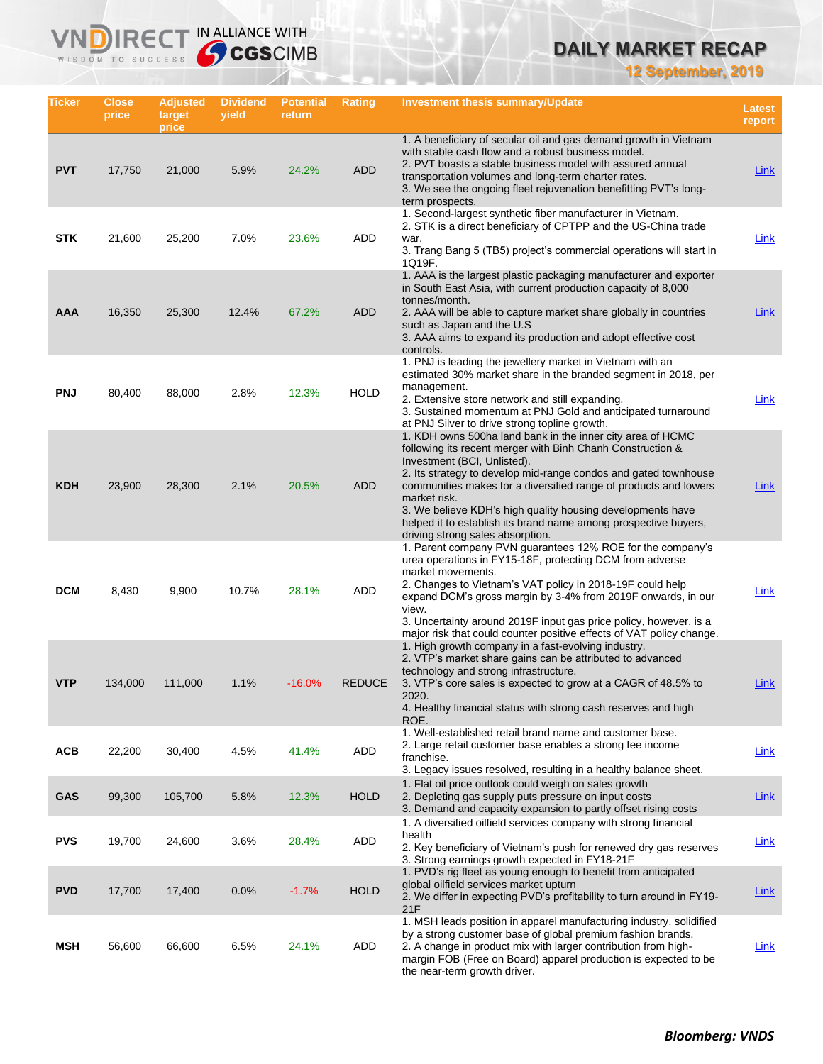# DAILY MARKET RECAP

**12 September, 2019**

| Ticker | Close price | Adjusted target price | Dividend yield | Potential return | Rating | Investment thesis summary/Update | Latest report |
|---|---|---|---|---|---|---|---|
| PVT | 17,750 | 21,000 | 5.9% | 24.2% | ADD | 1. A beneficiary of secular oil and gas demand growth in Vietnam with stable cash flow and a robust business model.<br>2. PVT boasts a stable business model with assured annual transportation volumes and long-term charter rates.<br>3. We see the ongoing fleet rejuvenation benefitting PVT's long-term prospects. | Link |
| STK | 21,600 | 25,200 | 7.0% | 23.6% | ADD | 1. Second-largest synthetic fiber manufacturer in Vietnam.<br>2. STK is a direct beneficiary of CPTPP and the US-China trade war.<br>3. Trang Bang 5 (TB5) project's commercial operations will start in 1Q19F. | Link |
| AAA | 16,350 | 25,300 | 12.4% | 67.2% | ADD | 1. AAA is the largest plastic packaging manufacturer and exporter in South East Asia, with current production capacity of 8,000 tonnes/month.<br>2. AAA will be able to capture market share globally in countries such as Japan and the U.S<br>3. AAA aims to expand its production and adopt effective cost controls. | Link |
| PNJ | 80,400 | 88,000 | 2.8% | 12.3% | HOLD | 1. PNJ is leading the jewellery market in Vietnam with an estimated 30% market share in the branded segment in 2018, per management.<br>2. Extensive store network and still expanding.<br>3. Sustained momentum at PNJ Gold and anticipated turnaround at PNJ Silver to drive strong topline growth. | Link |
| KDH | 23,900 | 28,300 | 2.1% | 20.5% | ADD | 1. KDH owns 500ha land bank in the inner city area of HCMC following its recent merger with Binh Chanh Construction & Investment (BCI, Unlisted).<br>2. Its strategy to develop mid-range condos and gated townhouse communities makes for a diversified range of products and lowers market risk.<br>3. We believe KDH's high quality housing developments have helped it to establish its brand name among prospective buyers, driving strong sales absorption. | Link |
| DCM | 8,430 | 9,900 | 10.7% | 28.1% | ADD | 1. Parent company PVN guarantees 12% ROE for the company's urea operations in FY15-18F, protecting DCM from adverse market movements.<br>2. Changes to Vietnam's VAT policy in 2018-19F could help expand DCM's gross margin by 3-4% from 2019F onwards, in our view.<br>3. Uncertainty around 2019F input gas price policy, however, is a major risk that could counter positive effects of VAT policy change. | Link |
| VTP | 134,000 | 111,000 | 1.1% | -16.0% | REDUCE | 1. High growth company in a fast-evolving industry.<br>2. VTP's market share gains can be attributed to advanced technology and strong infrastructure.<br>3. VTP's core sales is expected to grow at a CAGR of 48.5% to 2020.<br>4. Healthy financial status with strong cash reserves and high ROE. | Link |
| ACB | 22,200 | 30,400 | 4.5% | 41.4% | ADD | 1. Well-established retail brand name and customer base.<br>2. Large retail customer base enables a strong fee income franchise.<br>3. Legacy issues resolved, resulting in a healthy balance sheet. | Link |
| GAS | 99,300 | 105,700 | 5.8% | 12.3% | HOLD | 1. Flat oil price outlook could weigh on sales growth<br>2. Depleting gas supply puts pressure on input costs<br>3. Demand and capacity expansion to partly offset rising costs | Link |
| PVS | 19,700 | 24,600 | 3.6% | 28.4% | ADD | 1. A diversified oilfield services company with strong financial health<br>2. Key beneficiary of Vietnam's push for renewed dry gas reserves<br>3. Strong earnings growth expected in FY18-21F | Link |
| PVD | 17,700 | 17,400 | 0.0% | -1.7% | HOLD | 1. PVD's rig fleet as young enough to benefit from anticipated global oilfield services market upturn<br>2. We differ in expecting PVD's profitability to turn around in FY19-21F | Link |
| MSH | 56,600 | 66,600 | 6.5% | 24.1% | ADD | 1. MSH leads position in apparel manufacturing industry, solidified by a strong customer base of global premium fashion brands.<br>2. A change in product mix with larger contribution from high-margin FOB (Free on Board) apparel production is expected to be the near-term growth driver. | Link |

***Bloomberg: VNDS***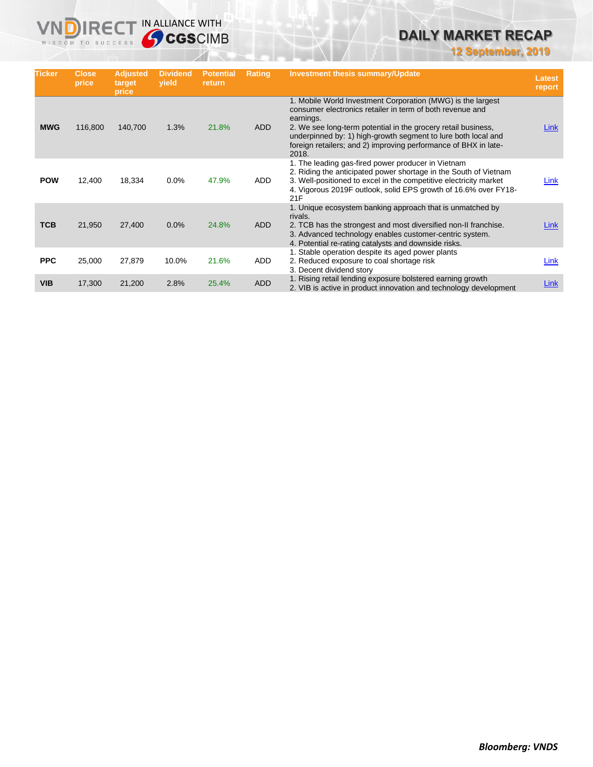| Ticker | Close price | Adjusted target price | Dividend yield | Potential return | Rating | Investment thesis summary/Update | Latest report |
|---|---|---|---|---|---|---|---|
| **MWG** | 116,800 | 140,700 | 1.3% | 21.8% | ADD | 1. Mobile World Investment Corporation (MWG) is the largest consumer electronics retailer in term of both revenue and earnings.<br>2. We see long-term potential in the grocery retail business, underpinned by: 1) high-growth segment to lure both local and foreign retailers; and 2) improving performance of BHX in late-2018. | Link |
| **POW** | 12,400 | 18,334 | 0.0% | 47.9% | ADD | 1. The leading gas-fired power producer in Vietnam<br>2. Riding the anticipated power shortage in the South of Vietnam<br>3. Well-positioned to excel in the competitive electricity market<br>4. Vigorous 2019F outlook, solid EPS growth of 16.6% over FY18-21F | Link |
| **TCB** | 21,950 | 27,400 | 0.0% | 24.8% | ADD | 1. Unique ecosystem banking approach that is unmatched by rivals.<br>2. TCB has the strongest and most diversified non-II franchise.<br>3. Advanced technology enables customer-centric system.<br>4. Potential re-rating catalysts and downside risks. | Link |
| **PPC** | 25,000 | 27,879 | 10.0% | 21.6% | ADD | 1. Stable operation despite its aged power plants<br>2. Reduced exposure to coal shortage risk<br>3. Decent dividend story | Link |
| **VIB** | 17,300 | 21,200 | 2.8% | 25.4% | ADD | 1. Rising retail lending exposure bolstered earning growth<br>2. VIB is active in product innovation and technology development | Link |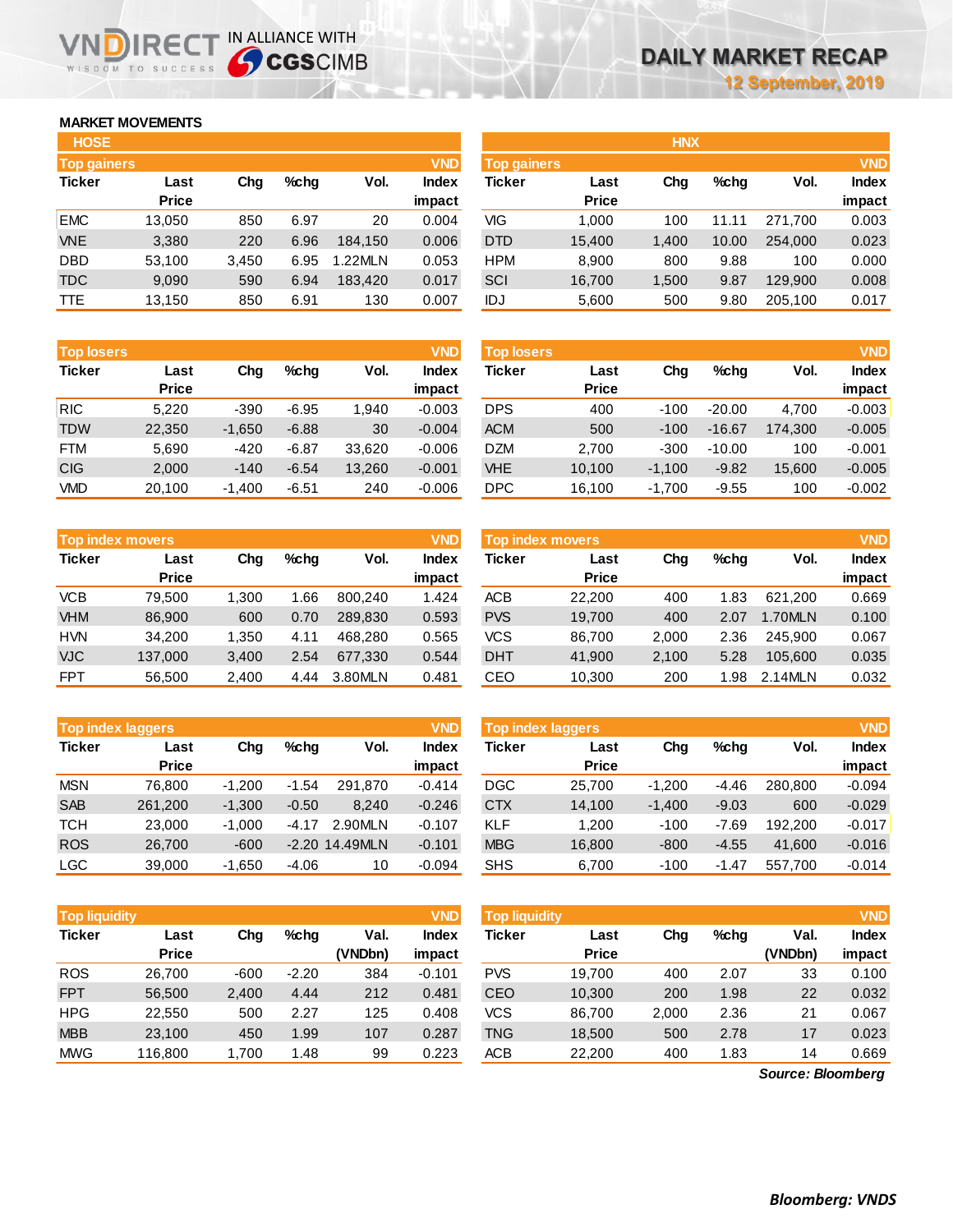# DAILY MARKET RECAP

12 September, 2019

## MARKET MOVEMENTS

### HOSE

**Top gainers** (VND)

| Ticker | Last Price | Chg | %chg | Vol. | Index impact |
|---|---|---|---|---|---|
| EMC | 13,050 | 850 | 6.97 | 20 | 0.004 |
| VNE | 3,380 | 220 | 6.96 | 184,150 | 0.006 |
| DBD | 53,100 | 3,450 | 6.95 | 1.22MLN | 0.053 |
| TDC | 9,090 | 590 | 6.94 | 183,420 | 0.017 |
| TTE | 13,150 | 850 | 6.91 | 130 | 0.007 |

**Top losers** (VND)

| Ticker | Last Price | Chg | %chg | Vol. | Index impact |
|---|---|---|---|---|---|
| RIC | 5,220 | -390 | -6.95 | 1,940 | -0.003 |
| TDW | 22,350 | -1,650 | -6.88 | 30 | -0.004 |
| FTM | 5,690 | -420 | -6.87 | 33,620 | -0.006 |
| CIG | 2,000 | -140 | -6.54 | 13,260 | -0.001 |
| VMD | 20,100 | -1,400 | -6.51 | 240 | -0.006 |

**Top index movers** (VND)

| Ticker | Last Price | Chg | %chg | Vol. | Index impact |
|---|---|---|---|---|---|
| VCB | 79,500 | 1,300 | 1.66 | 800,240 | 1.424 |
| VHM | 86,900 | 600 | 0.70 | 289,830 | 0.593 |
| HVN | 34,200 | 1,350 | 4.11 | 468,280 | 0.565 |
| VJC | 137,000 | 3,400 | 2.54 | 677,330 | 0.544 |
| FPT | 56,500 | 2,400 | 4.44 | 3.80MLN | 0.481 |

**Top index laggers** (VND)

| Ticker | Last Price | Chg | %chg | Vol. | Index impact |
|---|---|---|---|---|---|
| MSN | 76,800 | -1,200 | -1.54 | 291,870 | -0.414 |
| SAB | 261,200 | -1,300 | -0.50 | 8,240 | -0.246 |
| TCH | 23,000 | -1,000 | -4.17 | 2.90MLN | -0.107 |
| ROS | 26,700 | -600 | -2.20 | 14.49MLN | -0.101 |
| LGC | 39,000 | -1,650 | -4.06 | 10 | -0.094 |

**Top liquidity** (VND)

| Ticker | Last Price | Chg | %chg | Val. (VNDbn) | Index impact |
|---|---|---|---|---|---|
| ROS | 26,700 | -600 | -2.20 | 384 | -0.101 |
| FPT | 56,500 | 2,400 | 4.44 | 212 | 0.481 |
| HPG | 22,550 | 500 | 2.27 | 125 | 0.408 |
| MBB | 23,100 | 450 | 1.99 | 107 | 0.287 |
| MWG | 116,800 | 1,700 | 1.48 | 99 | 0.223 |

### HNX

**Top gainers** (VND)

| Ticker | Last Price | Chg | %chg | Vol. | Index impact |
|---|---|---|---|---|---|
| VIG | 1,000 | 100 | 11.11 | 271,700 | 0.003 |
| DTD | 15,400 | 1,400 | 10.00 | 254,000 | 0.023 |
| HPM | 8,900 | 800 | 9.88 | 100 | 0.000 |
| SCI | 16,700 | 1,500 | 9.87 | 129,900 | 0.008 |
| IDJ | 5,600 | 500 | 9.80 | 205,100 | 0.017 |

**Top losers** (VND)

| Ticker | Last Price | Chg | %chg | Vol. | Index impact |
|---|---|---|---|---|---|
| DPS | 400 | -100 | -20.00 | 4,700 | -0.003 |
| ACM | 500 | -100 | -16.67 | 174,300 | -0.005 |
| DZM | 2,700 | -300 | -10.00 | 100 | -0.001 |
| VHE | 10,100 | -1,100 | -9.82 | 15,600 | -0.005 |
| DPC | 16,100 | -1,700 | -9.55 | 100 | -0.002 |

**Top index movers** (VND)

| Ticker | Last Price | Chg | %chg | Vol. | Index impact |
|---|---|---|---|---|---|
| ACB | 22,200 | 400 | 1.83 | 621,200 | 0.669 |
| PVS | 19,700 | 400 | 2.07 | 1.70MLN | 0.100 |
| VCS | 86,700 | 2,000 | 2.36 | 245,900 | 0.067 |
| DHT | 41,900 | 2,100 | 5.28 | 105,600 | 0.035 |
| CEO | 10,300 | 200 | 1.98 | 2.14MLN | 0.032 |

**Top index laggers** (VND)

| Ticker | Last Price | Chg | %chg | Vol. | Index impact |
|---|---|---|---|---|---|
| DGC | 25,700 | -1,200 | -4.46 | 280,800 | -0.094 |
| CTX | 14,100 | -1,400 | -9.03 | 600 | -0.029 |
| KLF | 1,200 | -100 | -7.69 | 192,200 | -0.017 |
| MBG | 16,800 | -800 | -4.55 | 41,600 | -0.016 |
| SHS | 6,700 | -100 | -1.47 | 557,700 | -0.014 |

**Top liquidity** (VND)

| Ticker | Last Price | Chg | %chg | Val. (VNDbn) | Index impact |
|---|---|---|---|---|---|
| PVS | 19,700 | 400 | 2.07 | 33 | 0.100 |
| CEO | 10,300 | 200 | 1.98 | 22 | 0.032 |
| VCS | 86,700 | 2,000 | 2.36 | 21 | 0.067 |
| TNG | 18,500 | 500 | 2.78 | 17 | 0.023 |
| ACB | 22,200 | 400 | 1.83 | 14 | 0.669 |

*Source: Bloomberg*

*Bloomberg: VNDS*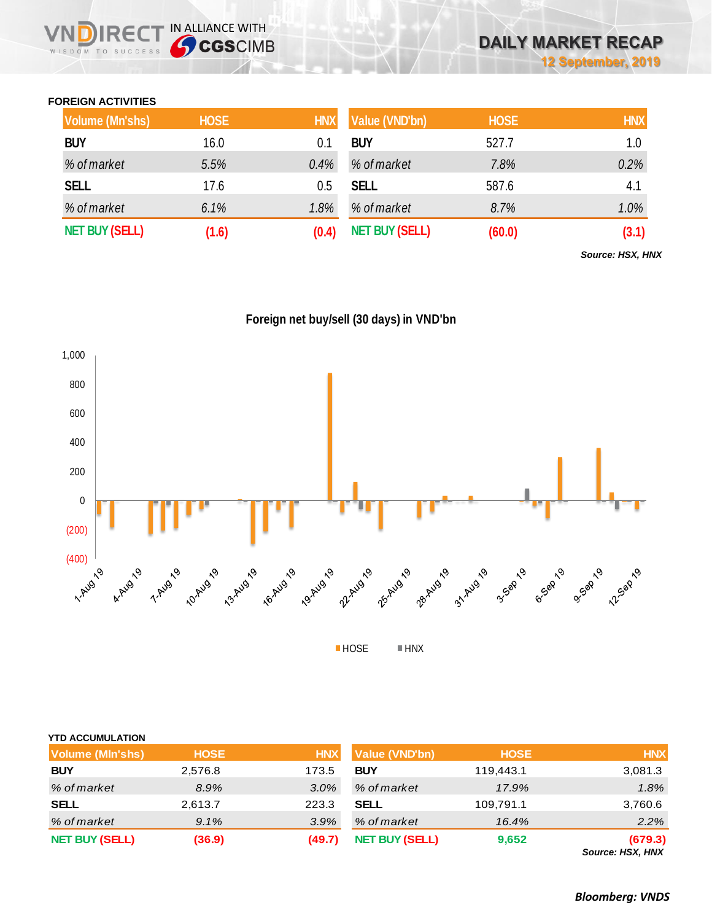## FOREIGN ACTIVITIES

| Volume (Mn'shs) | HOSE | HNX |
|---|---|---|
| BUY | 16.0 | 0.1 |
| *% of market* | *5.5%* | *0.4%* |
| SELL | 17.6 | 0.5 |
| *% of market* | *6.1%* | *1.8%* |
| NET BUY (SELL) | (1.6) | (0.4) |

| Value (VND'bn) | HOSE | HNX |
|---|---|---|
| BUY | 527.7 | 1.0 |
| *% of market* | *7.8%* | *0.2%* |
| SELL | 587.6 | 4.1 |
| *% of market* | *8.7%* | *1.0%* |
| NET BUY (SELL) | (60.0) | (3.1) |

***Source: HSX, HNX***

**Foreign net buy/sell (30 days) in VND'bn**

## YTD ACCUMULATION

| Volume (Mln'shs) | HOSE | HNX |
|---|---|---|
| BUY | 2,576.8 | 173.5 |
| *% of market* | *8.9%* | *3.0%* |
| SELL | 2,613.7 | 223.3 |
| *% of market* | *9.1%* | *3.9%* |
| NET BUY (SELL) | (36.9) | (49.7) |

| Value (VND'bn) | HOSE | HNX |
|---|---|---|
| BUY | 119,443.1 | 3,081.3 |
| *% of market* | *17.9%* | *1.8%* |
| SELL | 109,791.1 | 3,760.6 |
| *% of market* | *16.4%* | *2.2%* |
| NET BUY (SELL) | 9,652 | (679.3) |

***Source: HSX, HNX***

***Bloomberg: VNDS***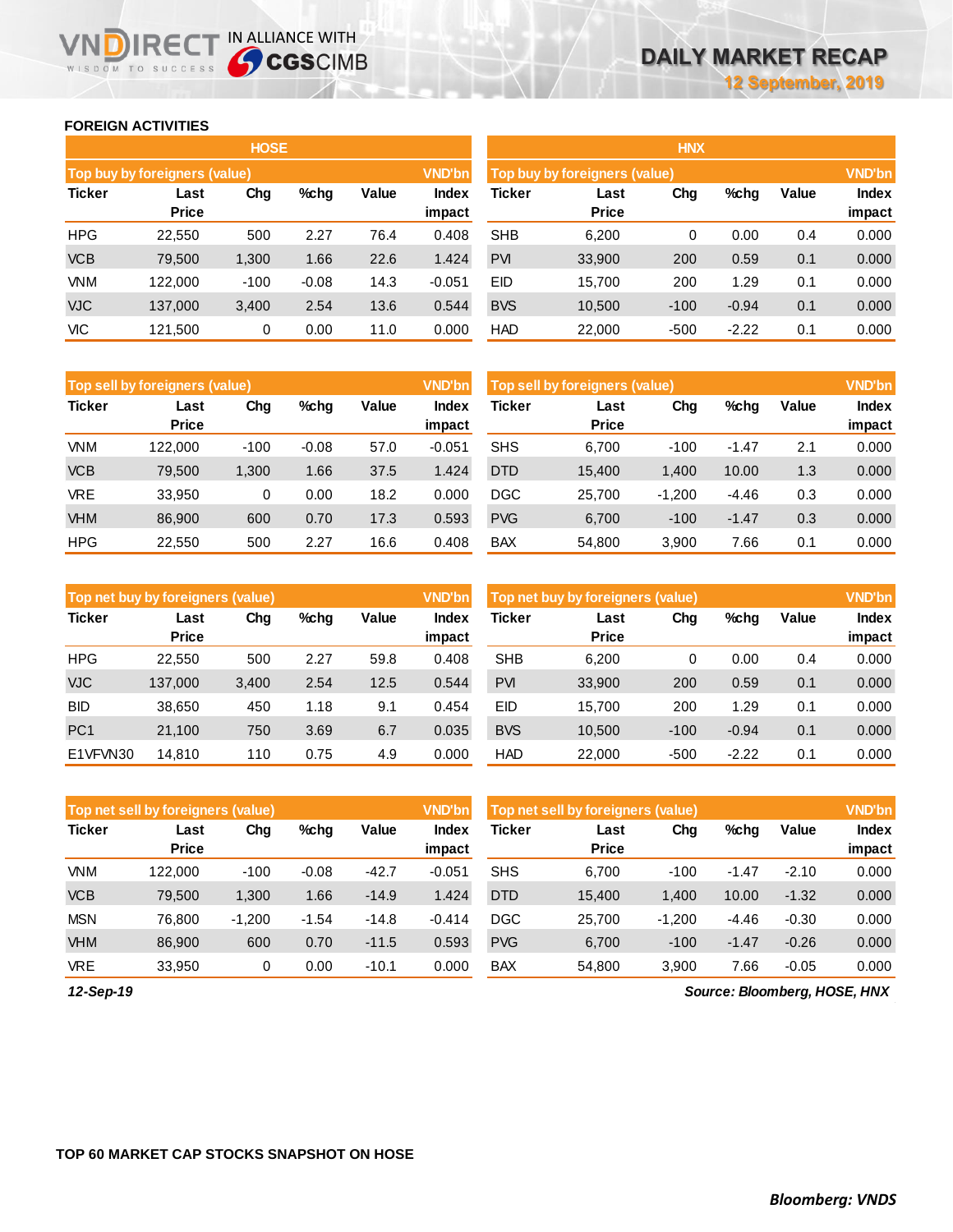## FOREIGN ACTIVITIES

### HOSE

| Top buy by foreigners (value) | | | | | VND'bn |
|---|---|---|---|---|---|
| Ticker | Last Price | Chg | %chg | Value | Index impact |
| HPG | 22,550 | 500 | 2.27 | 76.4 | 0.408 |
| VCB | 79,500 | 1,300 | 1.66 | 22.6 | 1.424 |
| VNM | 122,000 | -100 | -0.08 | 14.3 | -0.051 |
| VJC | 137,000 | 3,400 | 2.54 | 13.6 | 0.544 |
| VIC | 121,500 | 0 | 0.00 | 11.0 | 0.000 |

| Top sell by foreigners (value) | | | | | VND'bn |
|---|---|---|---|---|---|
| Ticker | Last Price | Chg | %chg | Value | Index impact |
| VNM | 122,000 | -100 | -0.08 | 57.0 | -0.051 |
| VCB | 79,500 | 1,300 | 1.66 | 37.5 | 1.424 |
| VRE | 33,950 | 0 | 0.00 | 18.2 | 0.000 |
| VHM | 86,900 | 600 | 0.70 | 17.3 | 0.593 |
| HPG | 22,550 | 500 | 2.27 | 16.6 | 0.408 |

| Top net buy by foreigners (value) | | | | | VND'bn |
|---|---|---|---|---|---|
| Ticker | Last Price | Chg | %chg | Value | Index impact |
| HPG | 22,550 | 500 | 2.27 | 59.8 | 0.408 |
| VJC | 137,000 | 3,400 | 2.54 | 12.5 | 0.544 |
| BID | 38,650 | 450 | 1.18 | 9.1 | 0.454 |
| PC1 | 21,100 | 750 | 3.69 | 6.7 | 0.035 |
| E1VFVN30 | 14,810 | 110 | 0.75 | 4.9 | 0.000 |

| Top net sell by foreigners (value) | | | | | VND'bn |
|---|---|---|---|---|---|
| Ticker | Last Price | Chg | %chg | Value | Index impact |
| VNM | 122,000 | -100 | -0.08 | -42.7 | -0.051 |
| VCB | 79,500 | 1,300 | 1.66 | -14.9 | 1.424 |
| MSN | 76,800 | -1,200 | -1.54 | -14.8 | -0.414 |
| VHM | 86,900 | 600 | 0.70 | -11.5 | 0.593 |
| VRE | 33,950 | 0 | 0.00 | -10.1 | 0.000 |

### HNX

| Top buy by foreigners (value) | | | | | VND'bn |
|---|---|---|---|---|---|
| Ticker | Last Price | Chg | %chg | Value | Index impact |
| SHB | 6,200 | 0 | 0.00 | 0.4 | 0.000 |
| PVI | 33,900 | 200 | 0.59 | 0.1 | 0.000 |
| EID | 15,700 | 200 | 1.29 | 0.1 | 0.000 |
| BVS | 10,500 | -100 | -0.94 | 0.1 | 0.000 |
| HAD | 22,000 | -500 | -2.22 | 0.1 | 0.000 |

| Top sell by foreigners (value) | | | | | VND'bn |
|---|---|---|---|---|---|
| Ticker | Last Price | Chg | %chg | Value | Index impact |
| SHS | 6,700 | -100 | -1.47 | 2.1 | 0.000 |
| DTD | 15,400 | 1,400 | 10.00 | 1.3 | 0.000 |
| DGC | 25,700 | -1,200 | -4.46 | 0.3 | 0.000 |
| PVG | 6,700 | -100 | -1.47 | 0.3 | 0.000 |
| BAX | 54,800 | 3,900 | 7.66 | 0.1 | 0.000 |

| Top net buy by foreigners (value) | | | | | VND'bn |
|---|---|---|---|---|---|
| Ticker | Last Price | Chg | %chg | Value | Index impact |
| SHB | 6,200 | 0 | 0.00 | 0.4 | 0.000 |
| PVI | 33,900 | 200 | 0.59 | 0.1 | 0.000 |
| EID | 15,700 | 200 | 1.29 | 0.1 | 0.000 |
| BVS | 10,500 | -100 | -0.94 | 0.1 | 0.000 |
| HAD | 22,000 | -500 | -2.22 | 0.1 | 0.000 |

| Top net sell by foreigners (value) | | | | | VND'bn |
|---|---|---|---|---|---|
| Ticker | Last Price | Chg | %chg | Value | Index impact |
| SHS | 6,700 | -100 | -1.47 | -2.10 | 0.000 |
| DTD | 15,400 | 1,400 | 10.00 | -1.32 | 0.000 |
| DGC | 25,700 | -1,200 | -4.46 | -0.30 | 0.000 |
| PVG | 6,700 | -100 | -1.47 | -0.26 | 0.000 |
| BAX | 54,800 | 3,900 | 7.66 | -0.05 | 0.000 |

*12-Sep-19*

*Source: Bloomberg, HOSE, HNX*

## TOP 60 MARKET CAP STOCKS SNAPSHOT ON HOSE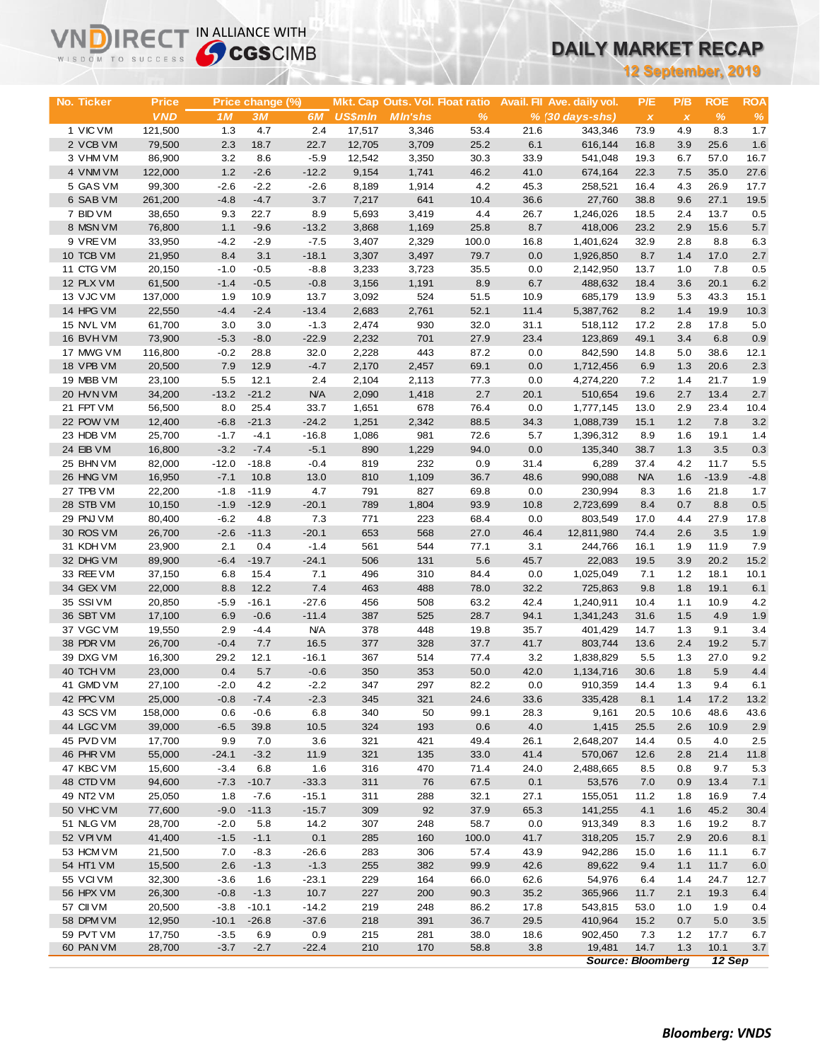# DAILY MARKET RECAP

**12 September, 2019**

| No. | Ticker | Price | Price change (%) | | | Mkt. Cap | Outs. Vol. | Float ratio | Avail. FII | Ave. daily vol. | P/E | P/B | ROE | ROA |
|---|---|---|---|---|---|---|---|---|---|---|---|---|---|---|
| | | VND | 1M | 3M | 6M | US$mln | Mln'shs | % | % | (30 days-shs) | x | x | % | % |
| 1 | VIC VM | 121,500 | 1.3 | 4.7 | 2.4 | 17,517 | 3,346 | 53.4 | 21.6 | 343,346 | 73.9 | 4.9 | 8.3 | 1.7 |
| 2 | VCB VM | 79,500 | 2.3 | 18.7 | 22.7 | 12,705 | 3,709 | 25.2 | 6.1 | 616,144 | 16.8 | 3.9 | 25.6 | 1.6 |
| 3 | VHM VM | 86,900 | 3.2 | 8.6 | -5.9 | 12,542 | 3,350 | 30.3 | 33.9 | 541,048 | 19.3 | 6.7 | 57.0 | 16.7 |
| 4 | VNM VM | 122,000 | 1.2 | -2.6 | -12.2 | 9,154 | 1,741 | 46.2 | 41.0 | 674,164 | 22.3 | 7.5 | 35.0 | 27.6 |
| 5 | GAS VM | 99,300 | -2.6 | -2.2 | -2.6 | 8,189 | 1,914 | 4.2 | 45.3 | 258,521 | 16.4 | 4.3 | 26.9 | 17.7 |
| 6 | SAB VM | 261,200 | -4.8 | -4.7 | 3.7 | 7,217 | 641 | 10.4 | 36.6 | 27,760 | 38.8 | 9.6 | 27.1 | 19.5 |
| 7 | BID VM | 38,650 | 9.3 | 22.7 | 8.9 | 5,693 | 3,419 | 4.4 | 26.7 | 1,246,026 | 18.5 | 2.4 | 13.7 | 0.5 |
| 8 | MSN VM | 76,800 | 1.1 | -9.6 | -13.2 | 3,868 | 1,169 | 25.8 | 8.7 | 418,006 | 23.2 | 2.9 | 15.6 | 5.7 |
| 9 | VRE VM | 33,950 | -4.2 | -2.9 | -7.5 | 3,407 | 2,329 | 100.0 | 16.8 | 1,401,624 | 32.9 | 2.8 | 8.8 | 6.3 |
| 10 | TCB VM | 21,950 | 8.4 | 3.1 | -18.1 | 3,307 | 3,497 | 79.7 | 0.0 | 1,926,850 | 8.7 | 1.4 | 17.0 | 2.7 |
| 11 | CTG VM | 20,150 | -1.0 | -0.5 | -8.8 | 3,233 | 3,723 | 35.5 | 0.0 | 2,142,950 | 13.7 | 1.0 | 7.8 | 0.5 |
| 12 | PLX VM | 61,500 | -1.4 | -0.5 | -0.8 | 3,156 | 1,191 | 8.9 | 6.7 | 488,632 | 18.4 | 3.6 | 20.1 | 6.2 |
| 13 | VJC VM | 137,000 | 1.9 | 10.9 | 13.7 | 3,092 | 524 | 51.5 | 10.9 | 685,179 | 13.9 | 5.3 | 43.3 | 15.1 |
| 14 | HPG VM | 22,550 | -4.4 | -2.4 | -13.4 | 2,683 | 2,761 | 52.1 | 11.4 | 5,387,762 | 8.2 | 1.4 | 19.9 | 10.3 |
| 15 | NVL VM | 61,700 | 3.0 | 3.0 | -1.3 | 2,474 | 930 | 32.0 | 31.1 | 518,112 | 17.2 | 2.8 | 17.8 | 5.0 |
| 16 | BVH VM | 73,900 | -5.3 | -8.0 | -22.9 | 2,232 | 701 | 27.9 | 23.4 | 123,869 | 49.1 | 3.4 | 6.8 | 0.9 |
| 17 | MWG VM | 116,800 | -0.2 | 28.8 | 32.0 | 2,228 | 443 | 87.2 | 0.0 | 842,590 | 14.8 | 5.0 | 38.6 | 12.1 |
| 18 | VPB VM | 20,500 | 7.9 | 12.9 | -4.7 | 2,170 | 2,457 | 69.1 | 0.0 | 1,712,456 | 6.9 | 1.3 | 20.6 | 2.3 |
| 19 | MBB VM | 23,100 | 5.5 | 12.1 | 2.4 | 2,104 | 2,113 | 77.3 | 0.0 | 4,274,220 | 7.2 | 1.4 | 21.7 | 1.9 |
| 20 | HVN VM | 34,200 | -13.2 | -21.2 | N/A | 2,090 | 1,418 | 2.7 | 20.1 | 510,654 | 19.6 | 2.7 | 13.4 | 2.7 |
| 21 | FPT VM | 56,500 | 8.0 | 25.4 | 33.7 | 1,651 | 678 | 76.4 | 0.0 | 1,777,145 | 13.0 | 2.9 | 23.4 | 10.4 |
| 22 | POW VM | 12,400 | -6.8 | -21.3 | -24.2 | 1,251 | 2,342 | 88.5 | 34.3 | 1,088,739 | 15.1 | 1.2 | 7.8 | 3.2 |
| 23 | HDB VM | 25,700 | -1.7 | -4.1 | -16.8 | 1,086 | 981 | 72.6 | 5.7 | 1,396,312 | 8.9 | 1.6 | 19.1 | 1.4 |
| 24 | EIB VM | 16,800 | -3.2 | -7.4 | -5.1 | 890 | 1,229 | 94.0 | 0.0 | 135,340 | 38.7 | 1.3 | 3.5 | 0.3 |
| 25 | BHN VM | 82,000 | -12.0 | -18.8 | -0.4 | 819 | 232 | 0.9 | 31.4 | 6,289 | 37.4 | 4.2 | 11.7 | 5.5 |
| 26 | HNG VM | 16,950 | -7.1 | 10.8 | 13.0 | 810 | 1,109 | 36.7 | 48.6 | 990,088 | N/A | 1.6 | -13.9 | -4.8 |
| 27 | TPB VM | 22,200 | -1.8 | -11.9 | 4.7 | 791 | 827 | 69.8 | 0.0 | 230,994 | 8.3 | 1.6 | 21.8 | 1.7 |
| 28 | STB VM | 10,150 | -1.9 | -12.9 | -20.1 | 789 | 1,804 | 93.9 | 10.8 | 2,723,699 | 8.4 | 0.7 | 8.8 | 0.5 |
| 29 | PNJ VM | 80,400 | -6.2 | 4.8 | 7.3 | 771 | 223 | 68.4 | 0.0 | 803,549 | 17.0 | 4.4 | 27.9 | 17.8 |
| 30 | ROS VM | 26,700 | -2.6 | -11.3 | -20.1 | 653 | 568 | 27.0 | 46.4 | 12,811,980 | 74.4 | 2.6 | 3.5 | 1.9 |
| 31 | KDH VM | 23,900 | 2.1 | 0.4 | -1.4 | 561 | 544 | 77.1 | 3.1 | 244,766 | 16.1 | 1.9 | 11.9 | 7.9 |
| 32 | DHG VM | 89,900 | -6.4 | -19.7 | -24.1 | 506 | 131 | 5.6 | 45.7 | 22,083 | 19.5 | 3.9 | 20.2 | 15.2 |
| 33 | REE VM | 37,150 | 6.8 | 15.4 | 7.1 | 496 | 310 | 84.4 | 0.0 | 1,025,049 | 7.1 | 1.2 | 18.1 | 10.1 |
| 34 | GEX VM | 22,000 | 8.8 | 12.2 | 7.4 | 463 | 488 | 78.0 | 32.2 | 725,863 | 9.8 | 1.8 | 19.1 | 6.1 |
| 35 | SSI VM | 20,850 | -5.9 | -16.1 | -27.6 | 456 | 508 | 63.2 | 42.4 | 1,240,911 | 10.4 | 1.1 | 10.9 | 4.2 |
| 36 | SBT VM | 17,100 | 6.9 | -0.6 | -11.4 | 387 | 525 | 28.7 | 94.1 | 1,341,243 | 31.6 | 1.5 | 4.9 | 1.9 |
| 37 | VGC VM | 19,550 | 2.9 | -4.4 | N/A | 378 | 448 | 19.8 | 35.7 | 401,429 | 14.7 | 1.3 | 9.1 | 3.4 |
| 38 | PDR VM | 26,700 | -0.4 | 7.7 | 16.5 | 377 | 328 | 37.7 | 41.7 | 803,744 | 13.6 | 2.4 | 19.2 | 5.7 |
| 39 | DXG VM | 16,300 | 29.2 | 12.1 | -16.1 | 367 | 514 | 77.4 | 3.2 | 1,838,829 | 5.5 | 1.3 | 27.0 | 9.2 |
| 40 | TCH VM | 23,000 | 0.4 | 5.7 | -0.6 | 350 | 353 | 50.0 | 42.0 | 1,134,716 | 30.6 | 1.8 | 5.9 | 4.4 |
| 41 | GMD VM | 27,100 | -2.0 | 4.2 | -2.2 | 347 | 297 | 82.2 | 0.0 | 910,359 | 14.4 | 1.3 | 9.4 | 6.1 |
| 42 | PPC VM | 25,000 | -0.8 | -7.4 | -2.3 | 345 | 321 | 24.6 | 33.6 | 335,428 | 8.1 | 1.4 | 17.2 | 13.2 |
| 43 | SCS VM | 158,000 | 0.6 | -0.6 | 6.8 | 340 | 50 | 99.1 | 28.3 | 9,161 | 20.5 | 10.6 | 48.6 | 43.6 |
| 44 | LGC VM | 39,000 | -6.5 | 39.8 | 10.5 | 324 | 193 | 0.6 | 4.0 | 1,415 | 25.5 | 2.6 | 10.9 | 2.9 |
| 45 | PVD VM | 17,700 | 9.9 | 7.0 | 3.6 | 321 | 421 | 49.4 | 26.1 | 2,648,207 | 14.4 | 0.5 | 4.0 | 2.5 |
| 46 | PHR VM | 55,000 | -24.1 | -3.2 | 11.9 | 321 | 135 | 33.0 | 41.4 | 570,067 | 12.6 | 2.8 | 21.4 | 11.8 |
| 47 | KBC VM | 15,600 | -3.4 | 6.8 | 1.6 | 316 | 470 | 71.4 | 24.0 | 2,488,665 | 8.5 | 0.8 | 9.7 | 5.3 |
| 48 | CTD VM | 94,600 | -7.3 | -10.7 | -33.3 | 311 | 76 | 67.5 | 0.1 | 53,576 | 7.0 | 0.9 | 13.4 | 7.1 |
| 49 | NT2 VM | 25,050 | 1.8 | -7.6 | -15.1 | 311 | 288 | 32.1 | 27.1 | 155,051 | 11.2 | 1.8 | 16.9 | 7.4 |
| 50 | VHC VM | 77,600 | -9.0 | -11.3 | -15.7 | 309 | 92 | 37.9 | 65.3 | 141,255 | 4.1 | 1.6 | 45.2 | 30.4 |
| 51 | NLG VM | 28,700 | -2.0 | 5.8 | 14.2 | 307 | 248 | 58.7 | 0.0 | 913,349 | 8.3 | 1.6 | 19.2 | 8.7 |
| 52 | VPI VM | 41,400 | -1.5 | -1.1 | 0.1 | 285 | 160 | 100.0 | 41.7 | 318,205 | 15.7 | 2.9 | 20.6 | 8.1 |
| 53 | HCM VM | 21,500 | 7.0 | -8.3 | -26.6 | 283 | 306 | 57.4 | 43.9 | 942,286 | 15.0 | 1.6 | 11.1 | 6.7 |
| 54 | HT1 VM | 15,500 | 2.6 | -1.3 | -1.3 | 255 | 382 | 99.9 | 42.6 | 89,622 | 9.4 | 1.1 | 11.7 | 6.0 |
| 55 | VCI VM | 32,300 | -3.6 | 1.6 | -23.1 | 229 | 164 | 66.0 | 62.6 | 54,976 | 6.4 | 1.4 | 24.7 | 12.7 |
| 56 | HPX VM | 26,300 | -0.8 | -1.3 | 10.7 | 227 | 200 | 90.3 | 35.2 | 365,966 | 11.7 | 2.1 | 19.3 | 6.4 |
| 57 | CII VM | 20,500 | -3.8 | -10.1 | -14.2 | 219 | 248 | 86.2 | 17.8 | 543,815 | 53.0 | 1.0 | 1.9 | 0.4 |
| 58 | DPM VM | 12,950 | -10.1 | -26.8 | -37.6 | 218 | 391 | 36.7 | 29.5 | 410,964 | 15.2 | 0.7 | 5.0 | 3.5 |
| 59 | PVT VM | 17,750 | -3.5 | 6.9 | 0.9 | 215 | 281 | 38.0 | 18.6 | 902,450 | 7.3 | 1.2 | 17.7 | 6.7 |
| 60 | PAN VM | 28,700 | -3.7 | -2.7 | -22.4 | 210 | 170 | 58.8 | 3.8 | 19,481 | 14.7 | 1.3 | 10.1 | 3.7 |

*Source: Bloomberg* *12 Sep*

***Bloomberg: VNDS***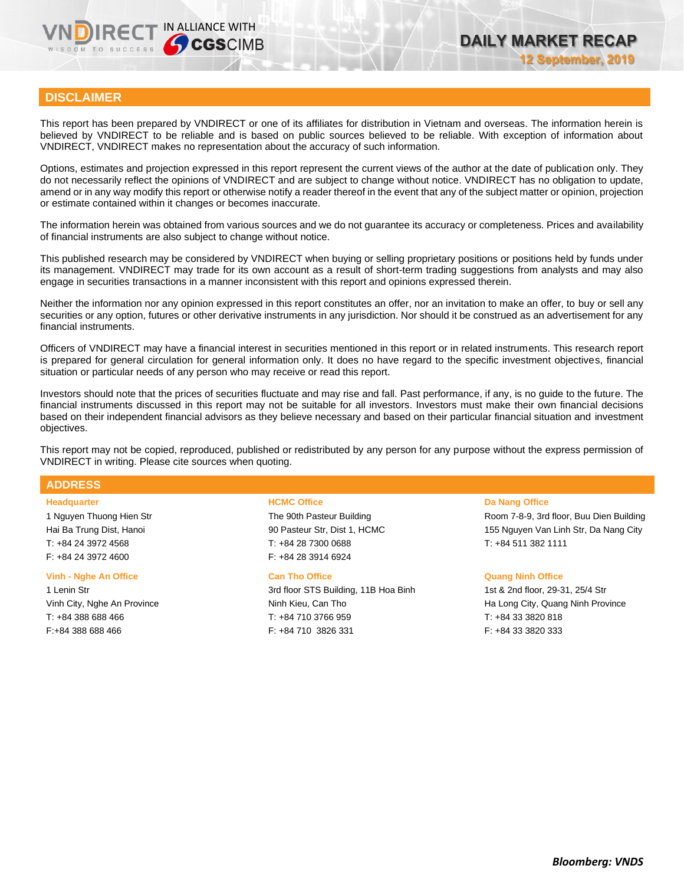## DISCLAIMER

This report has been prepared by VNDIRECT or one of its affiliates for distribution in Vietnam and overseas. The information herein is believed by VNDIRECT to be reliable and is based on public sources believed to be reliable. With exception of information about VNDIRECT, VNDIRECT makes no representation about the accuracy of such information.

Options, estimates and projection expressed in this report represent the current views of the author at the date of publication only. They do not necessarily reflect the opinions of VNDIRECT and are subject to change without notice. VNDIRECT has no obligation to update, amend or in any way modify this report or otherwise notify a reader thereof in the event that any of the subject matter or opinion, projection or estimate contained within it changes or becomes inaccurate.

The information herein was obtained from various sources and we do not guarantee its accuracy or completeness. Prices and availability of financial instruments are also subject to change without notice.

This published research may be considered by VNDIRECT when buying or selling proprietary positions or positions held by funds under its management. VNDIRECT may trade for its own account as a result of short-term trading suggestions from analysts and may also engage in securities transactions in a manner inconsistent with this report and opinions expressed therein.

Neither the information nor any opinion expressed in this report constitutes an offer, nor an invitation to make an offer, to buy or sell any securities or any option, futures or other derivative instruments in any jurisdiction. Nor should it be construed as an advertisement for any financial instruments.

Officers of VNDIRECT may have a financial interest in securities mentioned in this report or in related instruments. This research report is prepared for general circulation for general information only. It does no have regard to the specific investment objectives, financial situation or particular needs of any person who may receive or read this report.

Investors should note that the prices of securities fluctuate and may rise and fall. Past performance, if any, is no guide to the future. The financial instruments discussed in this report may not be suitable for all investors. Investors must make their own financial decisions based on their independent financial advisors as they believe necessary and based on their particular financial situation and investment objectives.

This report may not be copied, reproduced, published or redistributed by any person for any purpose without the express permission of VNDIRECT in writing. Please cite sources when quoting.

## ADDRESS

**Headquarter**
1 Nguyen Thuong Hien Str
Hai Ba Trung Dist, Hanoi
T: +84 24 3972 4568
F: +84 24 3972 4600

**HCMC Office**
The 90th Pasteur Building
90 Pasteur Str, Dist 1, HCMC
T: +84 28 7300 0688
F: +84 28 3914 6924

**Da Nang Office**
Room 7-8-9, 3rd floor, Buu Dien Building
155 Nguyen Van Linh Str, Da Nang City
T: +84 511 382 1111

**Vinh - Nghe An Office**
1 Lenin Str
Vinh City, Nghe An Province
T: +84 388 688 466
F:+84 388 688 466

**Can Tho Office**
3rd floor STS Building, 11B Hoa Binh
Ninh Kieu, Can Tho
T: +84 710 3766 959
F: +84 710 3826 331

**Quang Ninh Office**
1st & 2nd floor, 29-31, 25/4 Str
Ha Long City, Quang Ninh Province
T: +84 33 3820 818
F: +84 33 3820 333

***Bloomberg: VNDS***